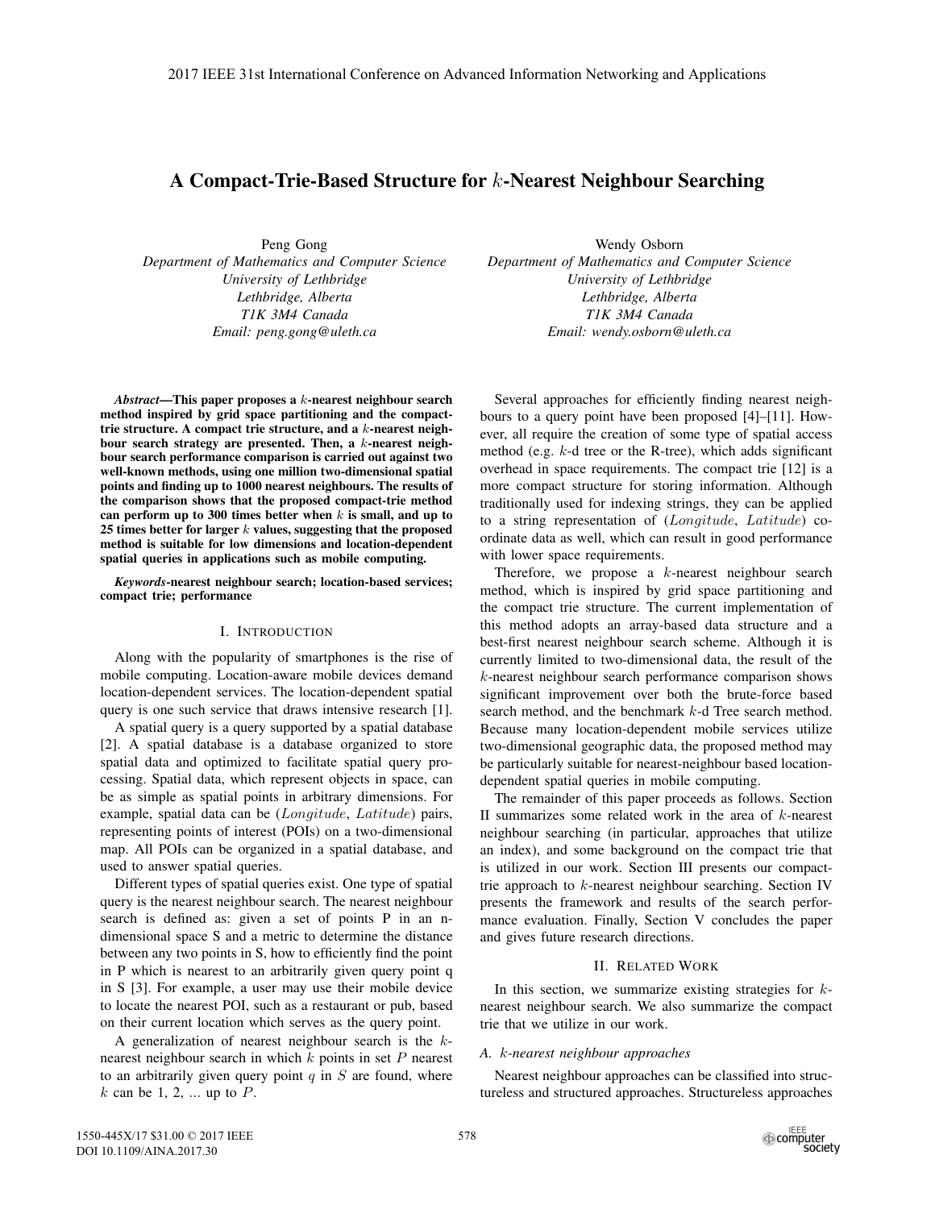# A Compact-Trie-Based Structure for $k$-Nearest Neighbour Searching

Peng Gong
*Department of Mathematics and Computer Science*
*University of Lethbridge*
*Lethbridge, Alberta*
*T1K 3M4 Canada*
*Email: peng.gong@uleth.ca*

Wendy Osborn
*Department of Mathematics and Computer Science*
*University of Lethbridge*
*Lethbridge, Alberta*
*T1K 3M4 Canada*
*Email: wendy.osborn@uleth.ca*

***Abstract*—This paper proposes a $k$-nearest neighbour search method inspired by grid space partitioning and the compact-trie structure. A compact trie structure, and a $k$-nearest neighbour search strategy are presented. Then, a $k$-nearest neighbour search performance comparison is carried out against two well-known methods, using one million two-dimensional spatial points and finding up to 1000 nearest neighbours. The results of the comparison shows that the proposed compact-trie method can perform up to 300 times better when $k$ is small, and up to 25 times better for larger $k$ values, suggesting that the proposed method is suitable for low dimensions and location-dependent spatial queries in applications such as mobile computing.**

***Keywords*-nearest neighbour search; location-based services; compact trie; performance**

## I. Introduction

Along with the popularity of smartphones is the rise of mobile computing. Location-aware mobile devices demand location-dependent services. The location-dependent spatial query is one such service that draws intensive research [1].

A spatial query is a query supported by a spatial database [2]. A spatial database is a database organized to store spatial data and optimized to facilitate spatial query processing. Spatial data, which represent objects in space, can be as simple as spatial points in arbitrary dimensions. For example, spatial data can be ($Longitude$, $Latitude$) pairs, representing points of interest (POIs) on a two-dimensional map. All POIs can be organized in a spatial database, and used to answer spatial queries.

Different types of spatial queries exist. One type of spatial query is the nearest neighbour search. The nearest neighbour search is defined as: given a set of points P in an n-dimensional space S and a metric to determine the distance between any two points in S, how to efficiently find the point in P which is nearest to an arbitrarily given query point q in S [3]. For example, a user may use their mobile device to locate the nearest POI, such as a restaurant or pub, based on their current location which serves as the query point.

A generalization of nearest neighbour search is the $k$-nearest neighbour search in which $k$ points in set $P$ nearest to an arbitrarily given query point $q$ in $S$ are found, where $k$ can be 1, 2, ... up to $P$.

Several approaches for efficiently finding nearest neighbours to a query point have been proposed [4]–[11]. However, all require the creation of some type of spatial access method (e.g. $k$-d tree or the R-tree), which adds significant overhead in space requirements. The compact trie [12] is a more compact structure for storing information. Although traditionally used for indexing strings, they can be applied to a string representation of ($Longitude$, $Latitude$) coordinate data as well, which can result in good performance with lower space requirements.

Therefore, we propose a $k$-nearest neighbour search method, which is inspired by grid space partitioning and the compact trie structure. The current implementation of this method adopts an array-based data structure and a best-first nearest neighbour search scheme. Although it is currently limited to two-dimensional data, the result of the $k$-nearest neighbour search performance comparison shows significant improvement over both the brute-force based search method, and the benchmark $k$-d Tree search method. Because many location-dependent mobile services utilize two-dimensional geographic data, the proposed method may be particularly suitable for nearest-neighbour based location-dependent spatial queries in mobile computing.

The remainder of this paper proceeds as follows. Section II summarizes some related work in the area of $k$-nearest neighbour searching (in particular, approaches that utilize an index), and some background on the compact trie that is utilized in our work. Section III presents our compact-trie approach to $k$-nearest neighbour searching. Section IV presents the framework and results of the search performance evaluation. Finally, Section V concludes the paper and gives future research directions.

## II. Related Work

In this section, we summarize existing strategies for $k$-nearest neighbour search. We also summarize the compact trie that we utilize in our work.

### A. $k$-nearest neighbour approaches

Nearest neighbour approaches can be classified into structureless and structured approaches. Structureless approaches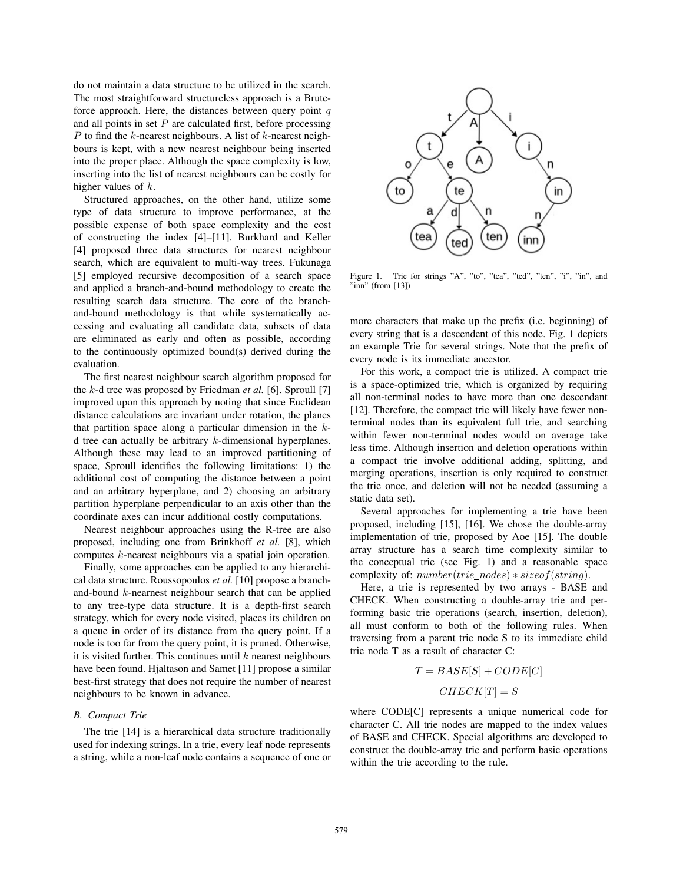do not maintain a data structure to be utilized in the search. The most straightforward structureless approach is a Brute-force approach. Here, the distances between query point $q$ and all points in set $P$ are calculated first, before processing $P$ to find the $k$-nearest neighbours. A list of $k$-nearest neighbours is kept, with a new nearest neighbour being inserted into the proper place. Although the space complexity is low, inserting into the list of nearest neighbours can be costly for higher values of $k$.

Structured approaches, on the other hand, utilize some type of data structure to improve performance, at the possible expense of both space complexity and the cost of constructing the index [4]–[11]. Burkhard and Keller [4] proposed three data structures for nearest neighbour search, which are equivalent to multi-way trees. Fukunaga [5] employed recursive decomposition of a search space and applied a branch-and-bound methodology to create the resulting search data structure. The core of the branch-and-bound methodology is that while systematically accessing and evaluating all candidate data, subsets of data are eliminated as early and often as possible, according to the continuously optimized bound(s) derived during the evaluation.

The first nearest neighbour search algorithm proposed for the $k$-d tree was proposed by Friedman *et al.* [6]. Sproull [7] improved upon this approach by noting that since Euclidean distance calculations are invariant under rotation, the planes that partition space along a particular dimension in the $k$-d tree can actually be arbitrary $k$-dimensional hyperplanes. Although these may lead to an improved partitioning of space, Sproull identifies the following limitations: 1) the additional cost of computing the distance between a point and an arbitrary hyperplane, and 2) choosing an arbitrary partition hyperplane perpendicular to an axis other than the coordinate axes can incur additional costly computations.

Nearest neighbour approaches using the R-tree are also proposed, including one from Brinkhoff *et al.* [8], which computes $k$-nearest neighbours via a spatial join operation.

Finally, some approaches can be applied to any hierarchical data structure. Roussopoulos *et al.* [10] propose a branch-and-bound $k$-nearnest neighbour search that can be applied to any tree-type data structure. It is a depth-first search strategy, which for every node visited, places its children on a queue in order of its distance from the query point. If a node is too far from the query point, it is pruned. Otherwise, it is visited further. This continues until $k$ nearest neighbours have been found. Hjaltason and Samet [11] propose a similar best-first strategy that does not require the number of nearest neighbours to be known in advance.

### B. Compact Trie

The trie [14] is a hierarchical data structure traditionally used for indexing strings. In a trie, every leaf node represents a string, while a non-leaf node contains a sequence of one or more characters that make up the prefix (i.e. beginning) of every string that is a descendent of this node. Fig. 1 depicts an example Trie for several strings. Note that the prefix of every node is its immediate ancestor.

Figure 1. Trie for strings "A", "to", "tea", "ted", "ten", "i", "in", and "inn" (from [13])

For this work, a compact trie is utilized. A compact trie is a space-optimized trie, which is organized by requiring all non-terminal nodes to have more than one descendant [12]. Therefore, the compact trie will likely have fewer non-terminal nodes than its equivalent full trie, and searching within fewer non-terminal nodes would on average take less time. Although insertion and deletion operations within a compact trie involve additional adding, splitting, and merging operations, insertion is only required to construct the trie once, and deletion will not be needed (assuming a static data set).

Several approaches for implementing a trie have been proposed, including [15], [16]. We chose the double-array implementation of trie, proposed by Aoe [15]. The double array structure has a search time complexity similar to the conceptual trie (see Fig. 1) and a reasonable space complexity of: $number(trie\_nodes) * sizeof(string)$.

Here, a trie is represented by two arrays - BASE and CHECK. When constructing a double-array trie and performing basic trie operations (search, insertion, deletion), all must conform to both of the following rules. When traversing from a parent trie node S to its immediate child trie node T as a result of character C:

$$T = BASE[S] + CODE[C]$$

$$CHECK[T] = S$$

where CODE[C] represents a unique numerical code for character C. All trie nodes are mapped to the index values of BASE and CHECK. Special algorithms are developed to construct the double-array trie and perform basic operations within the trie according to the rule.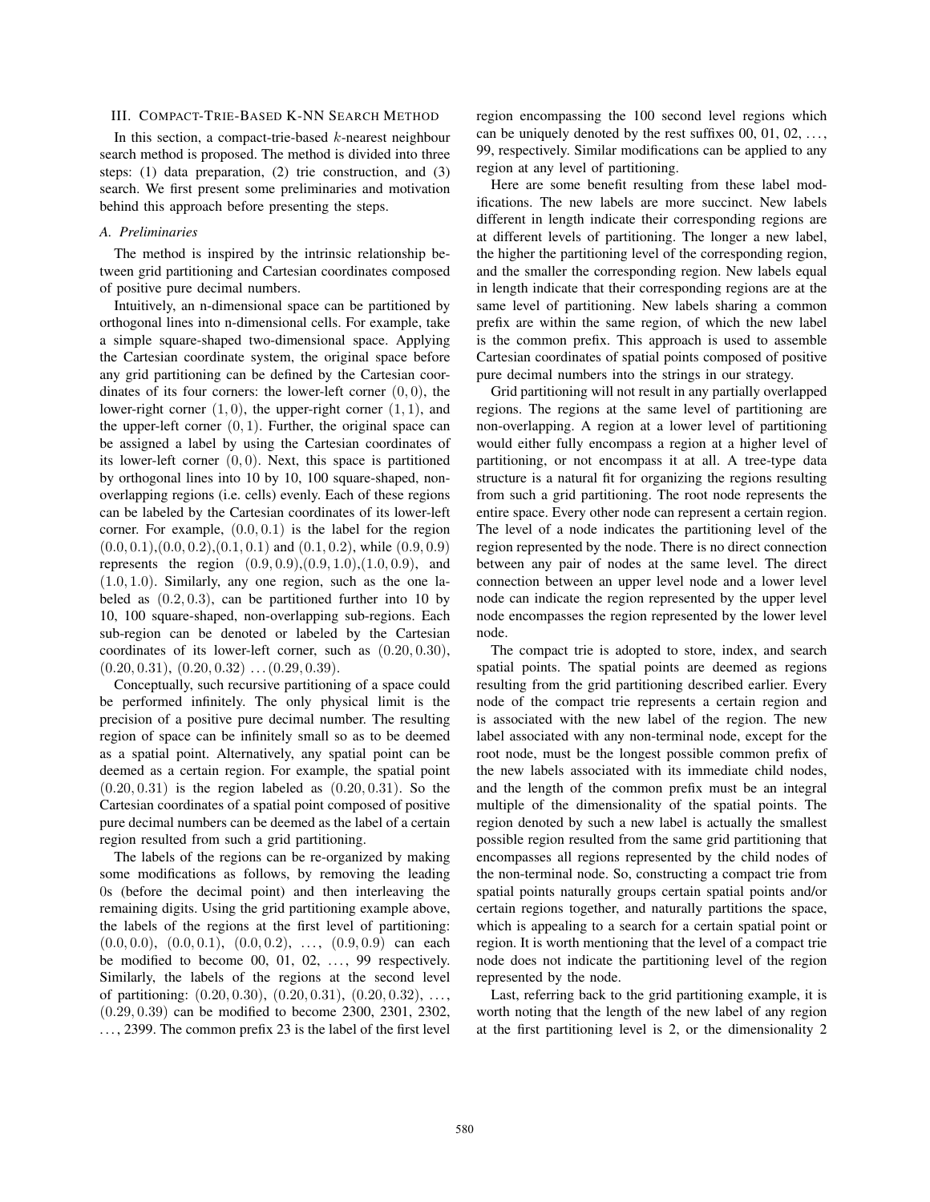## III. Compact-Trie-Based K-NN Search Method

In this section, a compact-trie-based $k$-nearest neighbour search method is proposed. The method is divided into three steps: (1) data preparation, (2) trie construction, and (3) search. We first present some preliminaries and motivation behind this approach before presenting the steps.

### A. Preliminaries

The method is inspired by the intrinsic relationship between grid partitioning and Cartesian coordinates composed of positive pure decimal numbers.

Intuitively, an n-dimensional space can be partitioned by orthogonal lines into n-dimensional cells. For example, take a simple square-shaped two-dimensional space. Applying the Cartesian coordinate system, the original space before any grid partitioning can be defined by the Cartesian coordinates of its four corners: the lower-left corner $(0, 0)$, the lower-right corner $(1, 0)$, the upper-right corner $(1, 1)$, and the upper-left corner $(0, 1)$. Further, the original space can be assigned a label by using the Cartesian coordinates of its lower-left corner $(0, 0)$. Next, this space is partitioned by orthogonal lines into 10 by 10, 100 square-shaped, non-overlapping regions (i.e. cells) evenly. Each of these regions can be labeled by the Cartesian coordinates of its lower-left corner. For example, $(0.0, 0.1)$ is the label for the region $(0.0, 0.1)$,$(0.0, 0.2)$,$(0.1, 0.1)$ and $(0.1, 0.2)$, while $(0.9, 0.9)$ represents the region $(0.9, 0.9)$,$(0.9, 1.0)$,$(1.0, 0.9)$, and $(1.0, 1.0)$. Similarly, any one region, such as the one labeled as $(0.2, 0.3)$, can be partitioned further into 10 by 10, 100 square-shaped, non-overlapping sub-regions. Each sub-region can be denoted or labeled by the Cartesian coordinates of its lower-left corner, such as $(0.20, 0.30)$, $(0.20, 0.31)$, $(0.20, 0.32) \ldots (0.29, 0.39)$.

Conceptually, such recursive partitioning of a space could be performed infinitely. The only physical limit is the precision of a positive pure decimal number. The resulting region of space can be infinitely small so as to be deemed as a spatial point. Alternatively, any spatial point can be deemed as a certain region. For example, the spatial point $(0.20, 0.31)$ is the region labeled as $(0.20, 0.31)$. So the Cartesian coordinates of a spatial point composed of positive pure decimal numbers can be deemed as the label of a certain region resulted from such a grid partitioning.

The labels of the regions can be re-organized by making some modifications as follows, by removing the leading 0s (before the decimal point) and then interleaving the remaining digits. Using the grid partitioning example above, the labels of the regions at the first level of partitioning: $(0.0, 0.0)$, $(0.0, 0.1)$, $(0.0, 0.2)$, $\ldots$, $(0.9, 0.9)$ can each be modified to become 00, 01, 02, $\ldots$, 99 respectively. Similarly, the labels of the regions at the second level of partitioning: $(0.20, 0.30)$, $(0.20, 0.31)$, $(0.20, 0.32)$, $\ldots$, $(0.29, 0.39)$ can be modified to become 2300, 2301, 2302, $\ldots$, 2399. The common prefix 23 is the label of the first level region encompassing the 100 second level regions which can be uniquely denoted by the rest suffixes 00, 01, 02, $\ldots$, 99, respectively. Similar modifications can be applied to any region at any level of partitioning.

Here are some benefit resulting from these label modifications. The new labels are more succinct. New labels different in length indicate their corresponding regions are at different levels of partitioning. The longer a new label, the higher the partitioning level of the corresponding region, and the smaller the corresponding region. New labels equal in length indicate that their corresponding regions are at the same level of partitioning. New labels sharing a common prefix are within the same region, of which the new label is the common prefix. This approach is used to assemble Cartesian coordinates of spatial points composed of positive pure decimal numbers into the strings in our strategy.

Grid partitioning will not result in any partially overlapped regions. The regions at the same level of partitioning are non-overlapping. A region at a lower level of partitioning would either fully encompass a region at a higher level of partitioning, or not encompass it at all. A tree-type data structure is a natural fit for organizing the regions resulting from such a grid partitioning. The root node represents the entire space. Every other node can represent a certain region. The level of a node indicates the partitioning level of the region represented by the node. There is no direct connection between any pair of nodes at the same level. The direct connection between an upper level node and a lower level node can indicate the region represented by the upper level node encompasses the region represented by the lower level node.

The compact trie is adopted to store, index, and search spatial points. The spatial points are deemed as regions resulting from the grid partitioning described earlier. Every node of the compact trie represents a certain region and is associated with the new label of the region. The new label associated with any non-terminal node, except for the root node, must be the longest possible common prefix of the new labels associated with its immediate child nodes, and the length of the common prefix must be an integral multiple of the dimensionality of the spatial points. The region denoted by such a new label is actually the smallest possible region resulted from the same grid partitioning that encompasses all regions represented by the child nodes of the non-terminal node. So, constructing a compact trie from spatial points naturally groups certain spatial points and/or certain regions together, and naturally partitions the space, which is appealing to a search for a certain spatial point or region. It is worth mentioning that the level of a compact trie node does not indicate the partitioning level of the region represented by the node.

Last, referring back to the grid partitioning example, it is worth noting that the length of the new label of any region at the first partitioning level is 2, or the dimensionality 2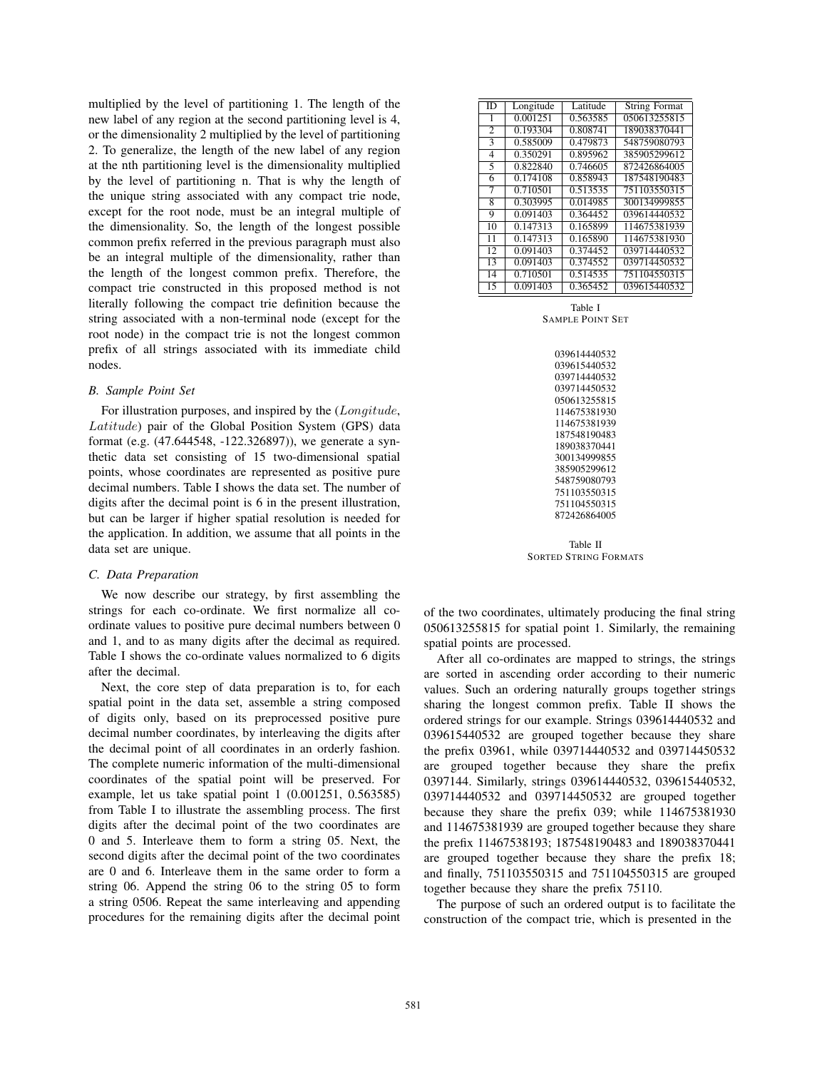multiplied by the level of partitioning 1. The length of the new label of any region at the second partitioning level is 4, or the dimensionality 2 multiplied by the level of partitioning 2. To generalize, the length of the new label of any region at the nth partitioning level is the dimensionality multiplied by the level of partitioning n. That is why the length of the unique string associated with any compact trie node, except for the root node, must be an integral multiple of the dimensionality. So, the length of the longest possible common prefix referred in the previous paragraph must also be an integral multiple of the dimensionality, rather than the length of the longest common prefix. Therefore, the compact trie constructed in this proposed method is not literally following the compact trie definition because the string associated with a non-terminal node (except for the root node) in the compact trie is not the longest common prefix of all strings associated with its immediate child nodes.

### *B. Sample Point Set*

For illustration purposes, and inspired by the (*Longitude*, *Latitude*) pair of the Global Position System (GPS) data format (e.g. (47.644548, -122.326897)), we generate a synthetic data set consisting of 15 two-dimensional spatial points, whose coordinates are represented as positive pure decimal numbers. Table I shows the data set. The number of digits after the decimal point is 6 in the present illustration, but can be larger if higher spatial resolution is needed for the application. In addition, we assume that all points in the data set are unique.

### *C. Data Preparation*

We now describe our strategy, by first assembling the strings for each co-ordinate. We first normalize all co-ordinate values to positive pure decimal numbers between 0 and 1, and to as many digits after the decimal as required. Table I shows the co-ordinate values normalized to 6 digits after the decimal.

Next, the core step of data preparation is to, for each spatial point in the data set, assemble a string composed of digits only, based on its preprocessed positive pure decimal number coordinates, by interleaving the digits after the decimal point of all coordinates in an orderly fashion. The complete numeric information of the multi-dimensional coordinates of the spatial point will be preserved. For example, let us take spatial point 1 (0.001251, 0.563585) from Table I to illustrate the assembling process. The first digits after the decimal point of the two coordinates are 0 and 5. Interleave them to form a string 05. Next, the second digits after the decimal point of the two coordinates are 0 and 6. Interleave them in the same order to form a string 06. Append the string 06 to the string 05 to form a string 0506. Repeat the same interleaving and appending procedures for the remaining digits after the decimal point of the two coordinates, ultimately producing the final string 050613255815 for spatial point 1. Similarly, the remaining spatial points are processed.

| ID | Longitude | Latitude | String Format |
|---|---|---|---|
| 1 | 0.001251 | 0.563585 | 050613255815 |
| 2 | 0.193304 | 0.808741 | 189038370441 |
| 3 | 0.585009 | 0.479873 | 548759080793 |
| 4 | 0.350291 | 0.895962 | 385905299612 |
| 5 | 0.822840 | 0.746605 | 872426864005 |
| 6 | 0.174108 | 0.858943 | 187548190483 |
| 7 | 0.710501 | 0.513535 | 751103550315 |
| 8 | 0.303995 | 0.014985 | 300134999855 |
| 9 | 0.091403 | 0.364452 | 039614440532 |
| 10 | 0.147313 | 0.165899 | 114675381939 |
| 11 | 0.147313 | 0.165890 | 114675381930 |
| 12 | 0.091403 | 0.374452 | 039714440532 |
| 13 | 0.091403 | 0.374552 | 039714450532 |
| 14 | 0.710501 | 0.514535 | 751104550315 |
| 15 | 0.091403 | 0.365452 | 039615440532 |

Table I
SAMPLE POINT SET

039614440532
039615440532
039714440532
039714450532
050613255815
114675381930
114675381939
187548190483
189038370441
300134999855
385905299612
548759080793
751103550315
751104550315
872426864005

Table II
SORTED STRING FORMATS

After all co-ordinates are mapped to strings, the strings are sorted in ascending order according to their numeric values. Such an ordering naturally groups together strings sharing the longest common prefix. Table II shows the ordered strings for our example. Strings 039614440532 and 039615440532 are grouped together because they share the prefix 03961, while 039714440532 and 039714450532 are grouped together because they share the prefix 0397144. Similarly, strings 039614440532, 039615440532, 039714440532 and 039714450532 are grouped together because they share the prefix 039; while 114675381930 and 114675381939 are grouped together because they share the prefix 11467538193; 187548190483 and 189038370441 are grouped together because they share the prefix 18; and finally, 751103550315 and 751104550315 are grouped together because they share the prefix 75110.

The purpose of such an ordered output is to facilitate the construction of the compact trie, which is presented in the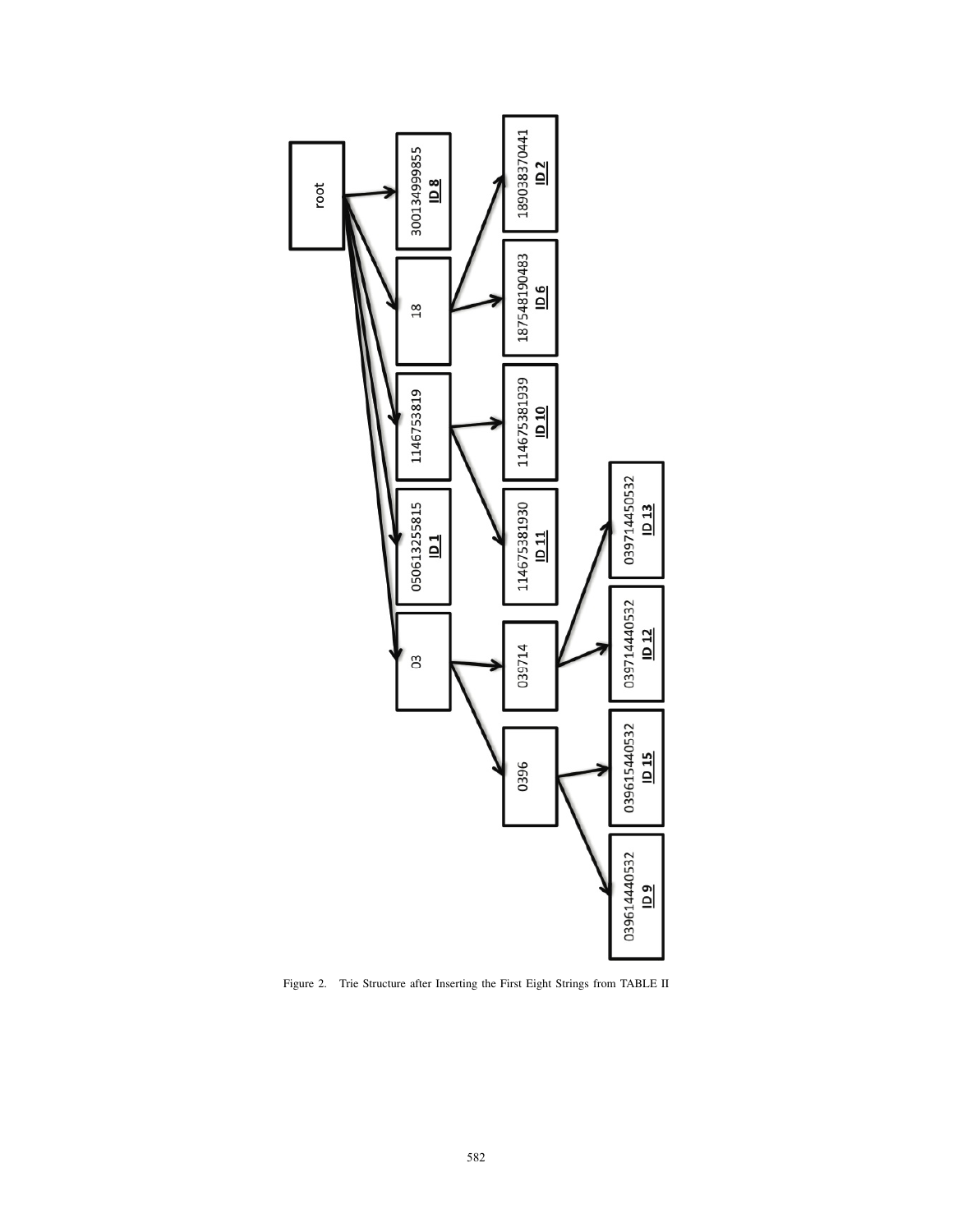Figure 2. Trie Structure after Inserting the First Eight Strings from TABLE II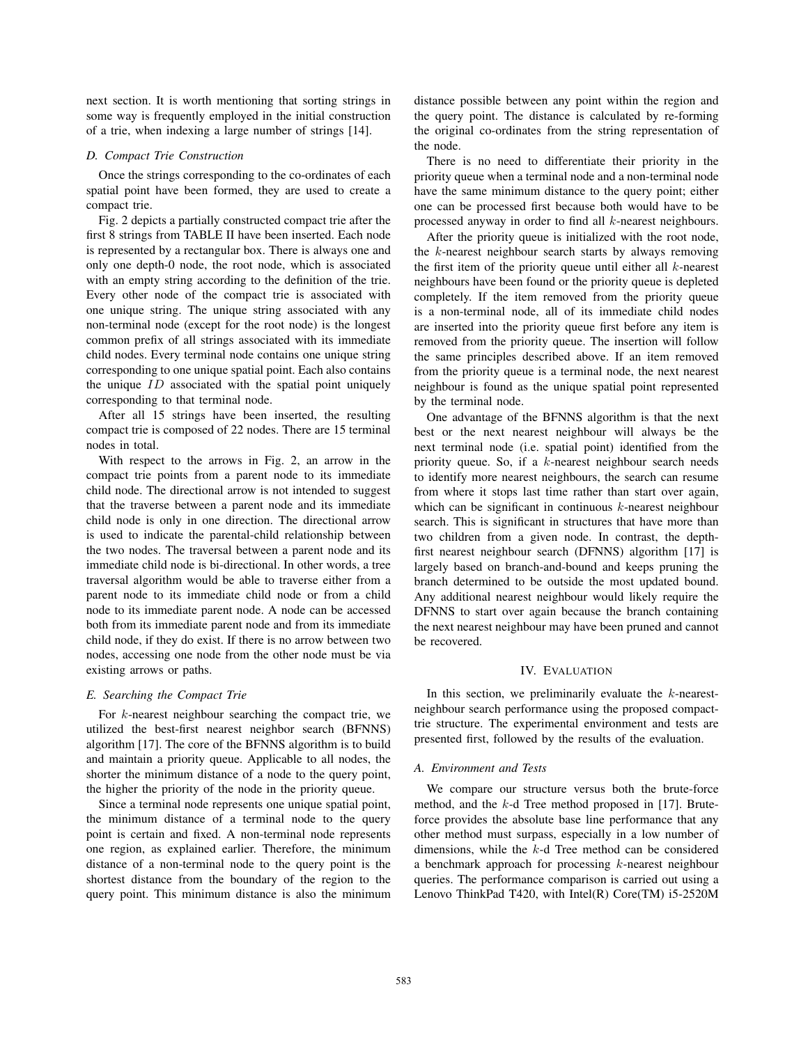next section. It is worth mentioning that sorting strings in some way is frequently employed in the initial construction of a trie, when indexing a large number of strings [14].

### D. Compact Trie Construction

Once the strings corresponding to the co-ordinates of each spatial point have been formed, they are used to create a compact trie.

Fig. 2 depicts a partially constructed compact trie after the first 8 strings from TABLE II have been inserted. Each node is represented by a rectangular box. There is always one and only one depth-0 node, the root node, which is associated with an empty string according to the definition of the trie. Every other node of the compact trie is associated with one unique string. The unique string associated with any non-terminal node (except for the root node) is the longest common prefix of all strings associated with its immediate child nodes. Every terminal node contains one unique string corresponding to one unique spatial point. Each also contains the unique $ID$ associated with the spatial point uniquely corresponding to that terminal node.

After all 15 strings have been inserted, the resulting compact trie is composed of 22 nodes. There are 15 terminal nodes in total.

With respect to the arrows in Fig. 2, an arrow in the compact trie points from a parent node to its immediate child node. The directional arrow is not intended to suggest that the traverse between a parent node and its immediate child node is only in one direction. The directional arrow is used to indicate the parental-child relationship between the two nodes. The traversal between a parent node and its immediate child node is bi-directional. In other words, a tree traversal algorithm would be able to traverse either from a parent node to its immediate child node or from a child node to its immediate parent node. A node can be accessed both from its immediate parent node and from its immediate child node, if they do exist. If there is no arrow between two nodes, accessing one node from the other node must be via existing arrows or paths.

### E. Searching the Compact Trie

For $k$-nearest neighbour searching the compact trie, we utilized the best-first nearest neighbor search (BFNNS) algorithm [17]. The core of the BFNNS algorithm is to build and maintain a priority queue. Applicable to all nodes, the shorter the minimum distance of a node to the query point, the higher the priority of the node in the priority queue.

Since a terminal node represents one unique spatial point, the minimum distance of a terminal node to the query point is certain and fixed. A non-terminal node represents one region, as explained earlier. Therefore, the minimum distance of a non-terminal node to the query point is the shortest distance from the boundary of the region to the query point. This minimum distance is also the minimum distance possible between any point within the region and the query point. The distance is calculated by re-forming the original co-ordinates from the string representation of the node.

There is no need to differentiate their priority in the priority queue when a terminal node and a non-terminal node have the same minimum distance to the query point; either one can be processed first because both would have to be processed anyway in order to find all $k$-nearest neighbours.

After the priority queue is initialized with the root node, the $k$-nearest neighbour search starts by always removing the first item of the priority queue until either all $k$-nearest neighbours have been found or the priority queue is depleted completely. If the item removed from the priority queue is a non-terminal node, all of its immediate child nodes are inserted into the priority queue first before any item is removed from the priority queue. The insertion will follow the same principles described above. If an item removed from the priority queue is a terminal node, the next nearest neighbour is found as the unique spatial point represented by the terminal node.

One advantage of the BFNNS algorithm is that the next best or the next nearest neighbour will always be the next terminal node (i.e. spatial point) identified from the priority queue. So, if a $k$-nearest neighbour search needs to identify more nearest neighbours, the search can resume from where it stops last time rather than start over again, which can be significant in continuous $k$-nearest neighbour search. This is significant in structures that have more than two children from a given node. In contrast, the depth-first nearest neighbour search (DFNNS) algorithm [17] is largely based on branch-and-bound and keeps pruning the branch determined to be outside the most updated bound. Any additional nearest neighbour would likely require the DFNNS to start over again because the branch containing the next nearest neighbour may have been pruned and cannot be recovered.

## IV. Evaluation

In this section, we preliminarily evaluate the $k$-nearest-neighbour search performance using the proposed compact-trie structure. The experimental environment and tests are presented first, followed by the results of the evaluation.

### A. Environment and Tests

We compare our structure versus both the brute-force method, and the $k$-d Tree method proposed in [17]. Brute-force provides the absolute base line performance that any other method must surpass, especially in a low number of dimensions, while the $k$-d Tree method can be considered a benchmark approach for processing $k$-nearest neighbour queries. The performance comparison is carried out using a Lenovo ThinkPad T420, with Intel(R) Core(TM) i5-2520M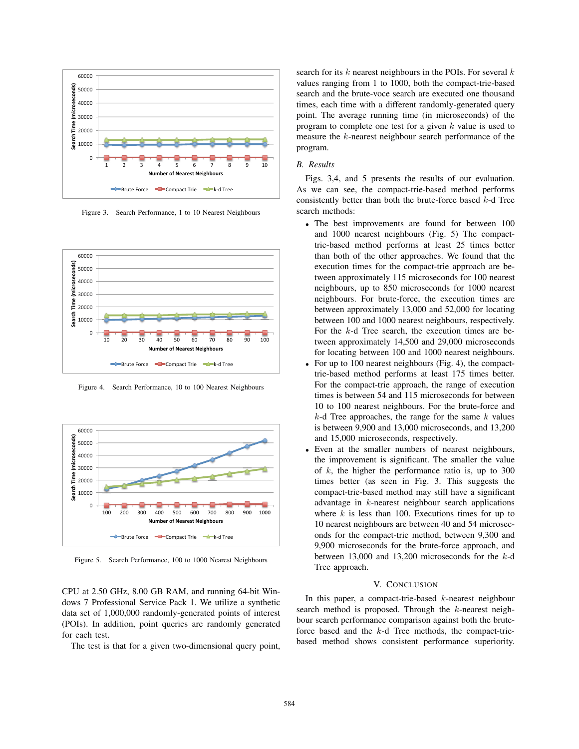Figure 3. Search Performance, 1 to 10 Nearest Neighbours

Figure 4. Search Performance, 10 to 100 Nearest Neighbours

Figure 5. Search Performance, 100 to 1000 Nearest Neighbours

CPU at 2.50 GHz, 8.00 GB RAM, and running 64-bit Windows 7 Professional Service Pack 1. We utilize a synthetic data set of 1,000,000 randomly-generated points of interest (POIs). In addition, point queries are randomly generated for each test.

The test is that for a given two-dimensional query point, search for its $k$ nearest neighbours in the POIs. For several $k$ values ranging from 1 to 1000, both the compact-trie-based search and the brute-voce search are executed one thousand times, each time with a different randomly-generated query point. The average running time (in microseconds) of the program to complete one test for a given $k$ value is used to measure the $k$-nearest neighbour search performance of the program.

### B. Results

Figs. 3,4, and 5 presents the results of our evaluation. As we can see, the compact-trie-based method performs consistently better than both the brute-force based $k$-d Tree search methods:

- The best improvements are found for between 100 and 1000 nearest neighbours (Fig. 5) The compact-trie-based method performs at least 25 times better than both of the other approaches. We found that the execution times for the compact-trie approach are between approximately 115 microseconds for 100 nearest neighbours, up to 850 microseconds for 1000 nearest neighbours. For brute-force, the execution times are between approximately 13,000 and 52,000 for locating between 100 and 1000 nearest neighbours, respectively. For the $k$-d Tree search, the execution times are between approximately 14,500 and 29,000 microseconds for locating between 100 and 1000 nearest neighbours.
- For up to 100 nearest neighbours (Fig. 4), the compact-trie-based method performs at least 175 times better. For the compact-trie approach, the range of execution times is between 54 and 115 microseconds for between 10 to 100 nearest neighbours. For the brute-force and $k$-d Tree approaches, the range for the same $k$ values is between 9,900 and 13,000 microseconds, and 13,200 and 15,000 microseconds, respectively.
- Even at the smaller numbers of nearest neighbours, the improvement is significant. The smaller the value of $k$, the higher the performance ratio is, up to 300 times better (as seen in Fig. 3. This suggests the compact-trie-based method may still have a significant advantage in $k$-nearest neighbour search applications where $k$ is less than 100. Executions times for up to 10 nearest neighbours are between 40 and 54 microseconds for the compact-trie method, between 9,300 and 9,900 microseconds for the brute-force approach, and between 13,000 and 13,200 microseconds for the $k$-d Tree approach.

## V. Conclusion

In this paper, a compact-trie-based $k$-nearest neighbour search method is proposed. Through the $k$-nearest neighbour search performance comparison against both the brute-force based and the $k$-d Tree methods, the compact-trie-based method shows consistent performance superiority.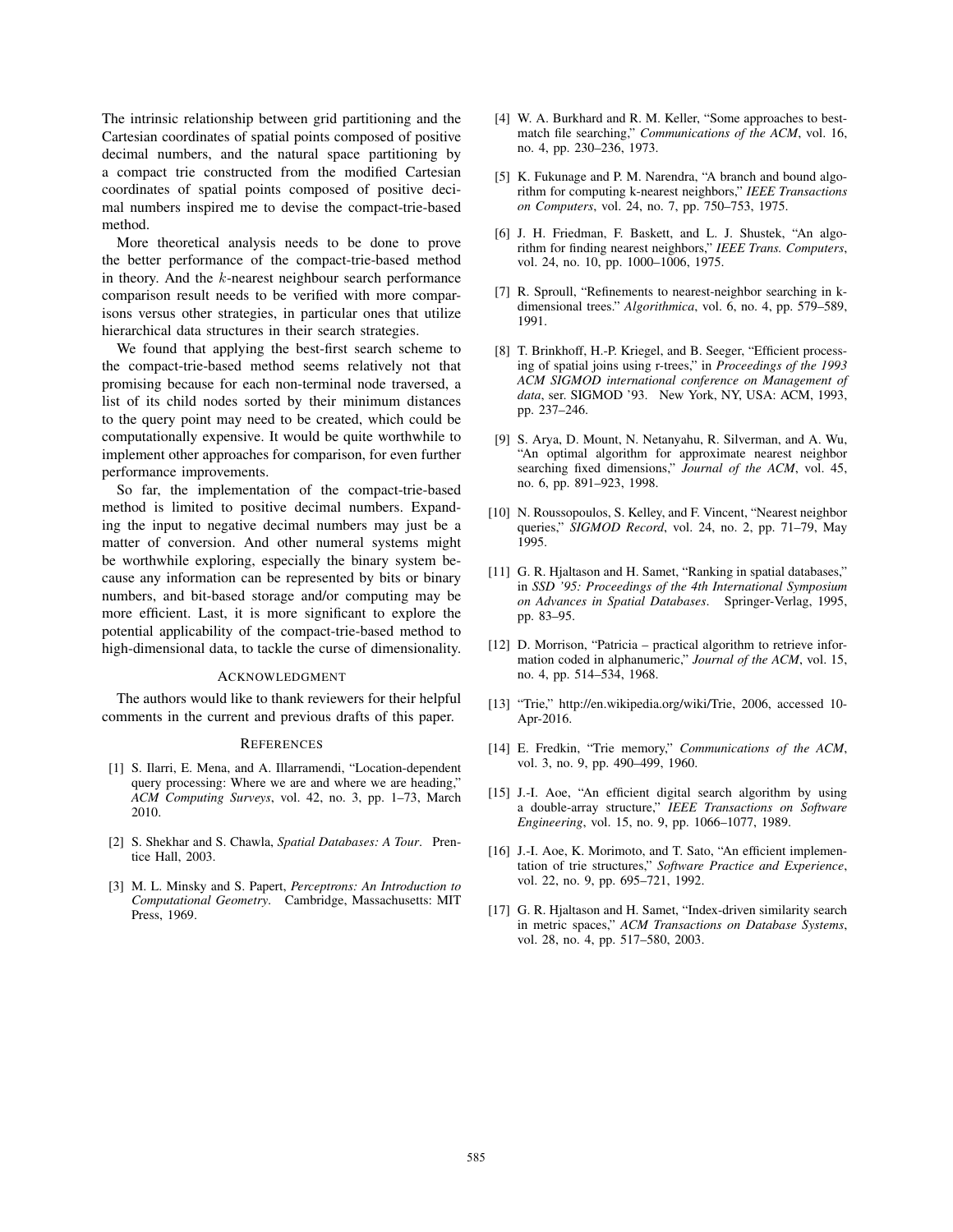The intrinsic relationship between grid partitioning and the Cartesian coordinates of spatial points composed of positive decimal numbers, and the natural space partitioning by a compact trie constructed from the modified Cartesian coordinates of spatial points composed of positive decimal numbers inspired me to devise the compact-trie-based method.

More theoretical analysis needs to be done to prove the better performance of the compact-trie-based method in theory. And the $k$-nearest neighbour search performance comparison result needs to be verified with more comparisons versus other strategies, in particular ones that utilize hierarchical data structures in their search strategies.

We found that applying the best-first search scheme to the compact-trie-based method seems relatively not that promising because for each non-terminal node traversed, a list of its child nodes sorted by their minimum distances to the query point may need to be created, which could be computationally expensive. It would be quite worthwhile to implement other approaches for comparison, for even further performance improvements.

So far, the implementation of the compact-trie-based method is limited to positive decimal numbers. Expanding the input to negative decimal numbers may just be a matter of conversion. And other numeral systems might be worthwhile exploring, especially the binary system because any information can be represented by bits or binary numbers, and bit-based storage and/or computing may be more efficient. Last, it is more significant to explore the potential applicability of the compact-trie-based method to high-dimensional data, to tackle the curse of dimensionality.

## Acknowledgment

The authors would like to thank reviewers for their helpful comments in the current and previous drafts of this paper.

## References

[1] S. Ilarri, E. Mena, and A. Illarramendi, "Location-dependent query processing: Where we are and where we are heading," *ACM Computing Surveys*, vol. 42, no. 3, pp. 1–73, March 2010.

[2] S. Shekhar and S. Chawla, *Spatial Databases: A Tour*. Prentice Hall, 2003.

[3] M. L. Minsky and S. Papert, *Perceptrons: An Introduction to Computational Geometry*. Cambridge, Massachusetts: MIT Press, 1969.

[4] W. A. Burkhard and R. M. Keller, "Some approaches to best-match file searching," *Communications of the ACM*, vol. 16, no. 4, pp. 230–236, 1973.

[5] K. Fukunage and P. M. Narendra, "A branch and bound algorithm for computing k-nearest neighbors," *IEEE Transactions on Computers*, vol. 24, no. 7, pp. 750–753, 1975.

[6] J. H. Friedman, F. Baskett, and L. J. Shustek, "An algorithm for finding nearest neighbors," *IEEE Trans. Computers*, vol. 24, no. 10, pp. 1000–1006, 1975.

[7] R. Sproull, "Refinements to nearest-neighbor searching in k-dimensional trees." *Algorithmica*, vol. 6, no. 4, pp. 579–589, 1991.

[8] T. Brinkhoff, H.-P. Kriegel, and B. Seeger, "Efficient processing of spatial joins using r-trees," in *Proceedings of the 1993 ACM SIGMOD international conference on Management of data*, ser. SIGMOD '93. New York, NY, USA: ACM, 1993, pp. 237–246.

[9] S. Arya, D. Mount, N. Netanyahu, R. Silverman, and A. Wu, "An optimal algorithm for approximate nearest neighbor searching fixed dimensions," *Journal of the ACM*, vol. 45, no. 6, pp. 891–923, 1998.

[10] N. Roussopoulos, S. Kelley, and F. Vincent, "Nearest neighbor queries," *SIGMOD Record*, vol. 24, no. 2, pp. 71–79, May 1995.

[11] G. R. Hjaltason and H. Samet, "Ranking in spatial databases," in *SSD '95: Proceedings of the 4th International Symposium on Advances in Spatial Databases*. Springer-Verlag, 1995, pp. 83–95.

[12] D. Morrison, "Patricia – practical algorithm to retrieve information coded in alphanumeric," *Journal of the ACM*, vol. 15, no. 4, pp. 514–534, 1968.

[13] "Trie," http://en.wikipedia.org/wiki/Trie, 2006, accessed 10-Apr-2016.

[14] E. Fredkin, "Trie memory," *Communications of the ACM*, vol. 3, no. 9, pp. 490–499, 1960.

[15] J.-I. Aoe, "An efficient digital search algorithm by using a double-array structure," *IEEE Transactions on Software Engineering*, vol. 15, no. 9, pp. 1066–1077, 1989.

[16] J.-I. Aoe, K. Morimoto, and T. Sato, "An efficient implementation of trie structures," *Software Practice and Experience*, vol. 22, no. 9, pp. 695–721, 1992.

[17] G. R. Hjaltason and H. Samet, "Index-driven similarity search in metric spaces," *ACM Transactions on Database Systems*, vol. 28, no. 4, pp. 517–580, 2003.